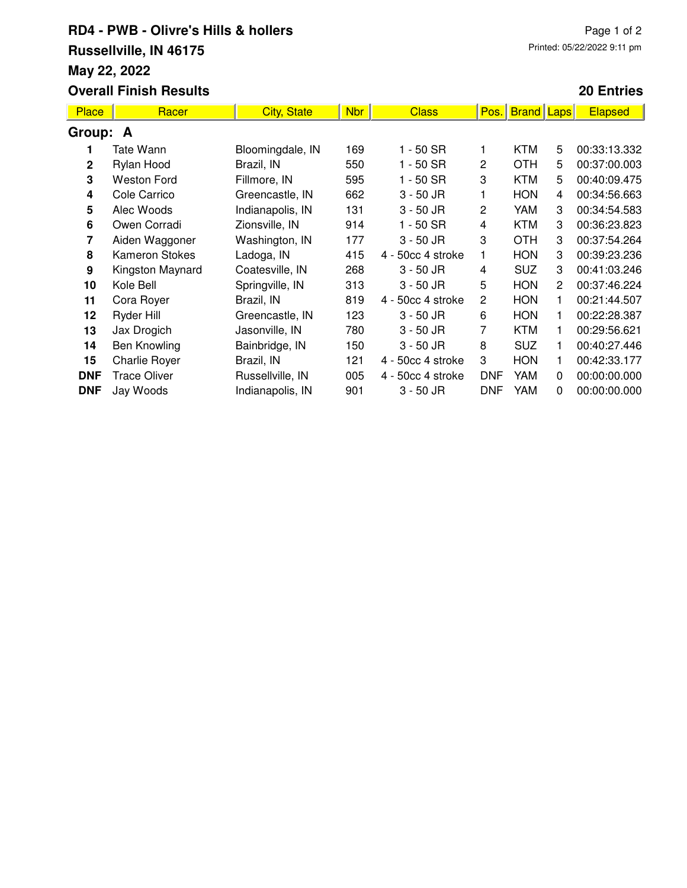# RD4 - PWB - Olivre's Hills & hollers

**Russellville, IN 46175**

**May 22, 2022**

**Overall Finish Results**

Printed: 05/22/2022 9:11 pm

**20 Entries**

| Place | Racer | City, State | Nbr | Class | Pos. | Brand | Laps | Elapsed |
|---|---|---|---|---|---|---|---|---|
| **Group: A** | | | | | | | | |
| **1** | Tate Wann | Bloomingdale, IN | 169 | 1 - 50 SR | 1 | KTM | 5 | 00:33:13.332 |
| **2** | Rylan Hood | Brazil, IN | 550 | 1 - 50 SR | 2 | OTH | 5 | 00:37:00.003 |
| **3** | Weston Ford | Fillmore, IN | 595 | 1 - 50 SR | 3 | KTM | 5 | 00:40:09.475 |
| **4** | Cole Carrico | Greencastle, IN | 662 | 3 - 50 JR | 1 | HON | 4 | 00:34:56.663 |
| **5** | Alec Woods | Indianapolis, IN | 131 | 3 - 50 JR | 2 | YAM | 3 | 00:34:54.583 |
| **6** | Owen Corradi | Zionsville, IN | 914 | 1 - 50 SR | 4 | KTM | 3 | 00:36:23.823 |
| **7** | Aiden Waggoner | Washington, IN | 177 | 3 - 50 JR | 3 | OTH | 3 | 00:37:54.264 |
| **8** | Kameron Stokes | Ladoga, IN | 415 | 4 - 50cc 4 stroke | 1 | HON | 3 | 00:39:23.236 |
| **9** | Kingston Maynard | Coatesville, IN | 268 | 3 - 50 JR | 4 | SUZ | 3 | 00:41:03.246 |
| **10** | Kole Bell | Springville, IN | 313 | 3 - 50 JR | 5 | HON | 2 | 00:37:46.224 |
| **11** | Cora Royer | Brazil, IN | 819 | 4 - 50cc 4 stroke | 2 | HON | 1 | 00:21:44.507 |
| **12** | Ryder Hill | Greencastle, IN | 123 | 3 - 50 JR | 6 | HON | 1 | 00:22:28.387 |
| **13** | Jax Drogich | Jasonville, IN | 780 | 3 - 50 JR | 7 | KTM | 1 | 00:29:56.621 |
| **14** | Ben Knowling | Bainbridge, IN | 150 | 3 - 50 JR | 8 | SUZ | 1 | 00:40:27.446 |
| **15** | Charlie Royer | Brazil, IN | 121 | 4 - 50cc 4 stroke | 3 | HON | 1 | 00:42:33.177 |
| **DNF** | Trace Oliver | Russellville, IN | 005 | 4 - 50cc 4 stroke | DNF | YAM | 0 | 00:00:00.000 |
| **DNF** | Jay Woods | Indianapolis, IN | 901 | 3 - 50 JR | DNF | YAM | 0 | 00:00:00.000 |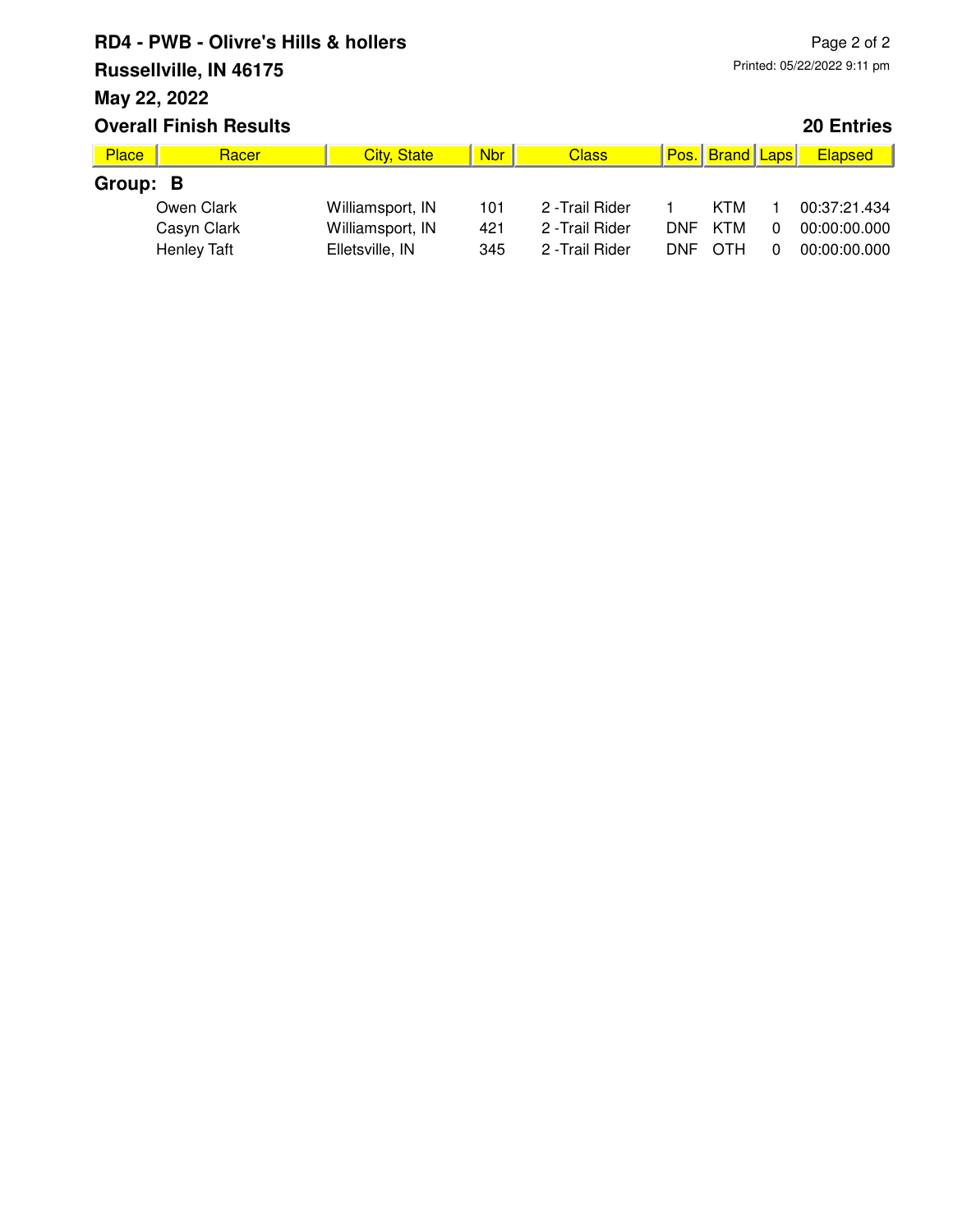# RD4 - PWB - Olivre's Hills & hollers

**Russellville, IN 46175**

**May 22, 2022**

**Overall Finish Results** **20 Entries**

| Place | Racer | City, State | Nbr | Class | Pos. | Brand | Laps | Elapsed |
|---|---|---|---|---|---|---|---|---|
| **Group: B** | | | | | | | | |
| | Owen Clark | Williamsport, IN | 101 | 2 -Trail Rider | 1 | KTM | 1 | 00:37:21.434 |
| | Casyn Clark | Williamsport, IN | 421 | 2 -Trail Rider | DNF | KTM | 0 | 00:00:00.000 |
| | Henley Taft | Elletsville, IN | 345 | 2 -Trail Rider | DNF | OTH | 0 | 00:00:00.000 |